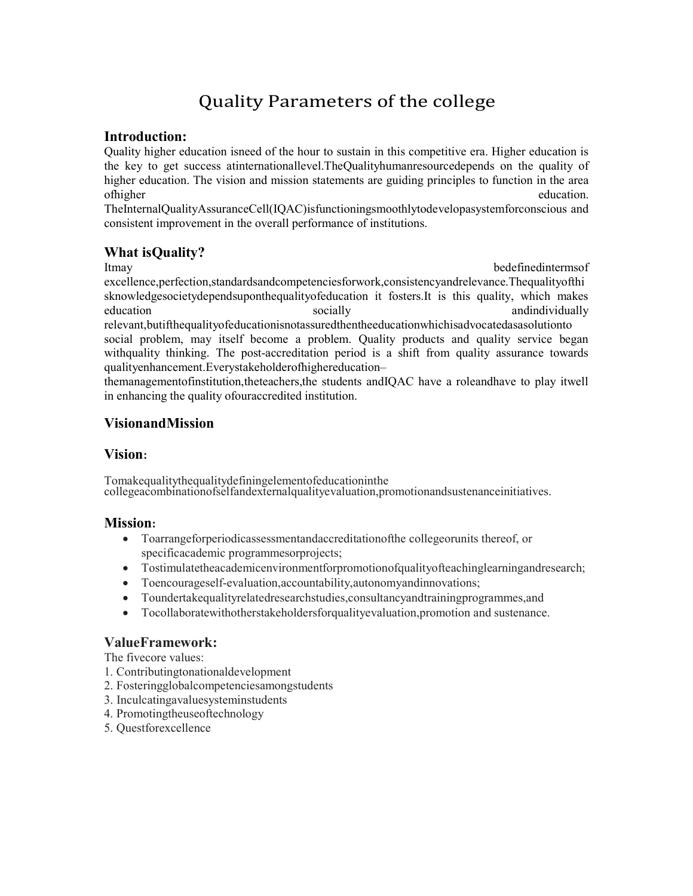# Quality Parameters of the college

## Introduction:

Quality higher education isneed of the hour to sustain in this competitive era. Higher education is the key to get success atinternationallevel.TheQualityhumanresourcedepends on the quality of higher education. The vision and mission statements are guiding principles to function in the area ofhigher education. TheInternalQualityAssuranceCell(IQAC)isfunctioningsmoothlytodevelopasystemforconscious and consistent improvement in the overall performance of institutions.

## What isQuality?

Itmay bedefinedintermsof excellence,perfection,standardsandcompetenciesforwork,consistencyandrelevance.Thequalityofthisknowledgesocietydependsuponthequalityofeducation it fosters.It is this quality, which makes education socially andindividually relevant,butifthequalityofeducationisnotassuredthentheeducationwhichisadvocatedasasolutionto social problem, may itself become a problem. Quality products and quality service began withquality thinking. The post-accreditation period is a shift from quality assurance towards qualityenhancement.Everystakeholderofhighereducation–themanagementofinstitution,theteachers,the students andIQAC have a roleandhave to play itwell in enhancing the quality ofouraccredited institution.

## VisionandMission

### Vision:

Tomakequalitythequalitydefiningelementofeducationinthe collegeacombinationofselfandexternalqualityevaluation,promotionandsustenanceinitiatives.

### Mission:

- Toarrangeforperiodicassessmentandaccreditationofthe collegeorunits thereof, or specificacademic programmesorprojects;
- Tostimulatetheacademicenvironmentforpromotionofqualityofteachinglearningandresearch;
- Toencourageself-evaluation,accountability,autonomyandinnovations;
- Toundertakequalityrelatedresearchstudies,consultancyandtrainingprogrammes,and
- Tocollaboratewithotherstakeholdersforqualityevaluation,promotion and sustenance.

## ValueFramework:

The fivecore values:

1. Contributingtonationaldevelopment
2. Fosteringglobalcompetenciesamongstudents
3. Inculcatingavaluesysteminstudents
4. Promotingtheuseoftechnology
5. Questforexcellence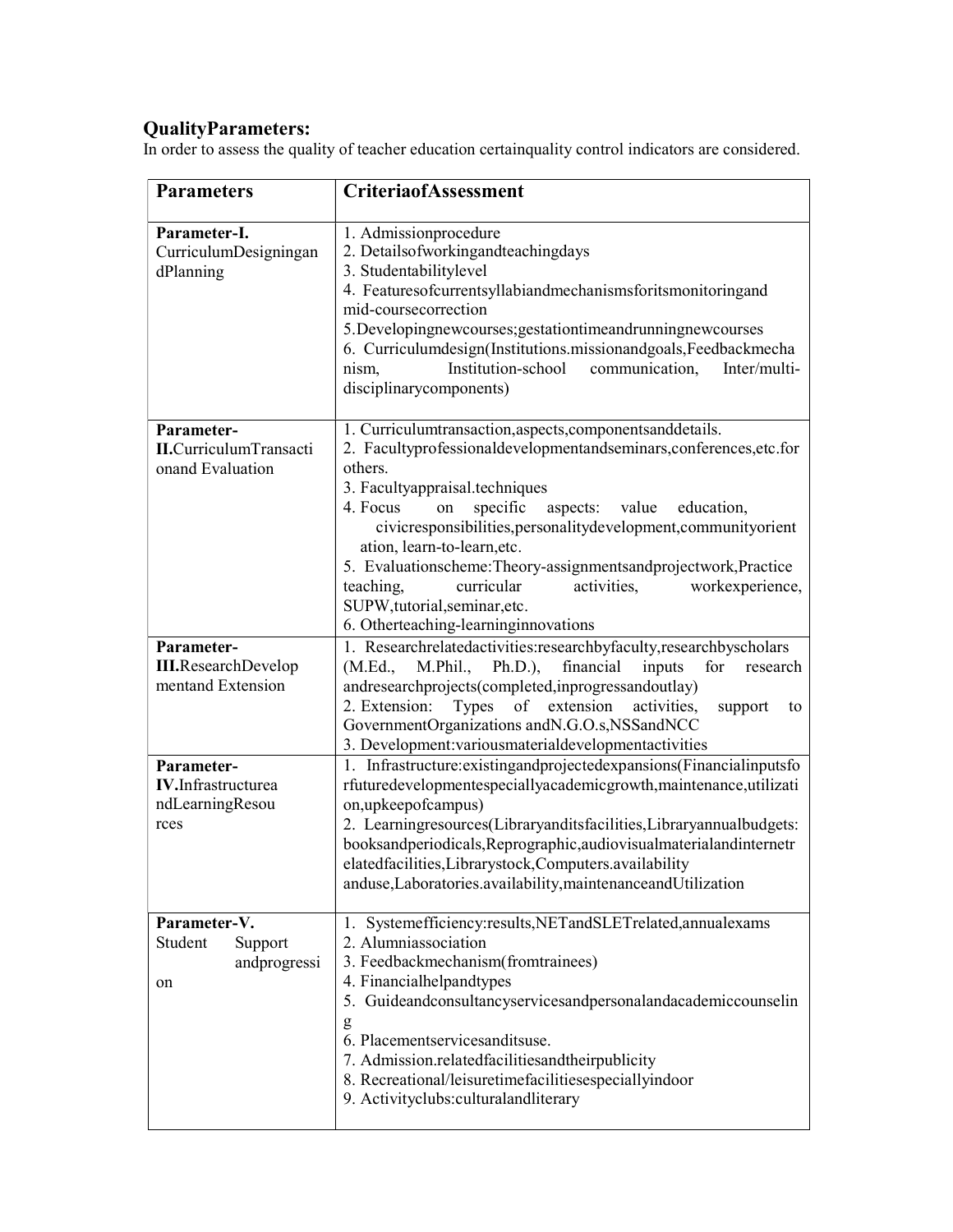## QualityParameters:

In order to assess the quality of teacher education certainquality control indicators are considered.

| Parameters | CriteriaofAssessment |
|---|---|
| **Parameter-I.** CurriculumDesigningandPlanning | 1. Admissionprocedure<br>2. Detailsofworkingandteachingdays<br>3. Studentabilitylevel<br>4. Featuresofcurrentsyllabiandmechanismsforitsmonitoringand mid-coursecorrection<br>5.Developingnewcourses;gestationtimeandrunningnewcourses<br>6. Curriculumdesign(Institutions.missionandgoals,Feedbackmechanism, Institution-school communication, Inter/multi-disciplinarycomponents) |
| **Parameter-II.**CurriculumTransactionand Evaluation | 1. Curriculumtransaction,aspects,componentsanddetails.<br>2. Facultyprofessionaldevelopmentandseminars,conferences,etc.for others.<br>3. Facultyappraisal.techniques<br>4. Focus on specific aspects: value education, civicresponsibilities,personalitydevelopment,communityorientation, learn-to-learn,etc.<br>5. Evaluationscheme:Theory-assignmentsandprojectwork,Practice teaching, curricular activities, workexperience, SUPW,tutorial,seminar,etc.<br>6. Otherteaching-learninginnovations |
| **Parameter-III.**ResearchDevelopmentand Extension | 1. Researchrelatedactivities:researchbyfaculty,researchbyscholars (M.Ed., M.Phil., Ph.D.), financial inputs for research andresearchprojects(completed,inprogressandoutlay)<br>2. Extension: Types of extension activities, support to GovernmentOrganizations andN.G.O.s,NSSandNCC<br>3. Development:variousmaterialdevelopmentactivities |
| **Parameter-IV.**InfrastructureandLearningResources | 1. Infrastructure:existingandprojectedexpansions(Financialinputsforfuturedevelopmentespeciallyacademicgrowth,maintenance,utilization,upkeepofcampus)<br>2. Learningresources(Libraryanditsfacilities,Libraryannualbudgets: booksandperiodicals,Reprographic,audiovisualmaterialandinternetrelatedfacilities,Librarystock,Computers.availability anduse,Laboratories.availability,maintenanceandUtilization |
| **Parameter-V.** Student Support andprogression | 1. Systemefficiency:results,NETandSLETrelated,annualexams<br>2. Alumniassociation<br>3. Feedbackmechanism(fromtrainees)<br>4. Financialhelpandtypes<br>5. Guideandconsultancyservicesandpersonalandacademiccounseling<br>6. Placementservicesanditsuse.<br>7. Admission.relatedfacilitiesandtheirpublicity<br>8. Recreational/leisuretimefacilitiesespeciallyindoor<br>9. Activityclubs:culturalandliterary |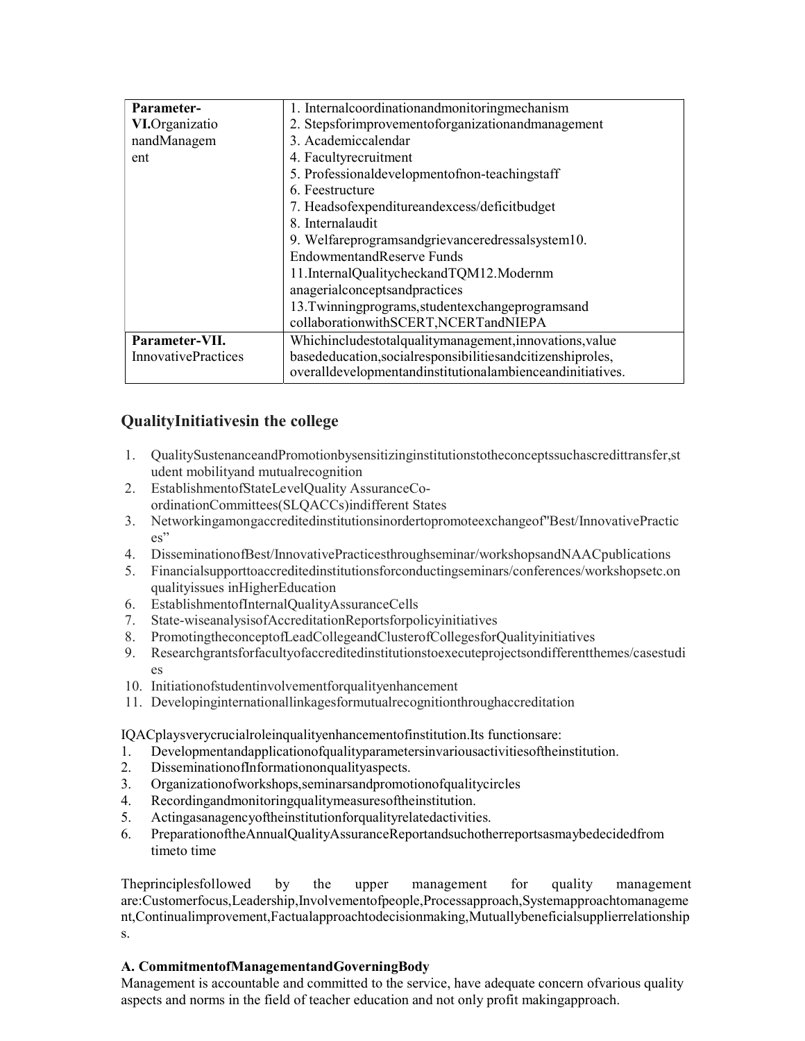| Parameter-VI.OrganizationandManagement | 1. Internalcoordinationandmonitoringmechanism<br>2. Stepsforimprovementoforganizationandmanagement<br>3. Academiccalendar<br>4. Facultyrecruitment<br>5. Professionaldevelopmentofnon-teachingstaff<br>6. Feestructure<br>7. Headsofexpenditureandexcess/deficitbudget<br>8. Internalaudit<br>9. Welfareprogramsandgrievanceredressalsystem10. EndowmentandReserve Funds<br>11.InternalQualitycheckandTQM12.Modernmanagerialconceptsandpractices<br>13.Twinningprograms,studentexchangeprogramsand collaborationwithSCERT,NCERTandNIEPA |
|---|---|
| Parameter-VII. InnovativePractices | Whichincludestotalqualitymanagement,innovations,value basededucation,socialresponsibilitiesandcitizenshiproles, overalldevelopmentandinstitutionalambienceandinitiatives. |

## QualityInitiativesin the college

1. QualitySustenanceandPromotionbysensitizinginstitutionstotheconceptssuchascredittransfer,student mobilityand mutualrecognition
2. EstablishmentofStateLevelQuality AssuranceCo-ordinationCommittees(SLQACCs)indifferent States
3. Networkingamongaccreditedinstitutionsinordertopromoteexchangeof"Best/InnovativePractices"
4. DisseminationofBest/InnovativePracticesthroughseminar/workshopsandNAACpublications
5. Financialsupporttoaccreditedinstitutionsforconductingseminars/conferences/workshopsetc.on qualityissues inHigherEducation
6. EstablishmentofInternalQualityAssuranceCells
7. State-wiseanalysisofAccreditationReportsforpolicyinitiatives
8. PromotingtheconceptofLeadCollegeandClusterofCollegesforQualityinitiatives
9. Researchgrantsforfacultyofaccreditedinstitutionstoexecuteprojectsondifferentthemes/casestudies
10. Initiationofstudentinvolvementforqualityenhancement
11. Developinginternationallinkagesformutualrecognitionthroughaccreditation

IQACplaysverycrucialroleinqualityenhancementofinstitution.Its functionsare:

1. Developmentandapplicationofqualityparametersinvariousactivitiesoftheinstitution.
2. DisseminationofInformationonqualityaspects.
3. Organizationofworkshops,seminarsandpromotionofqualitycircles
4. Recordingandmonitoringqualitymeasuresoftheinstitution.
5. Actingasanagencyoftheinstitutionforqualityrelatedactivities.
6. PreparationoftheAnnualQualityAssuranceReportandsuchotherreportsasmaybedecidedfrom timeto time

Theprinciplesfollowed by the upper management for quality management are:Customerfocus,Leadership,Involvementofpeople,Processapproach,Systemapproachtomanagement,Continualimprovement,Factualapproachtodecisionmaking,Mutuallybeneficialsupplierrelationships.

**A. CommitmentofManagementandGoverningBody**

Management is accountable and committed to the service, have adequate concern ofvarious quality aspects and norms in the field of teacher education and not only profit makingapproach.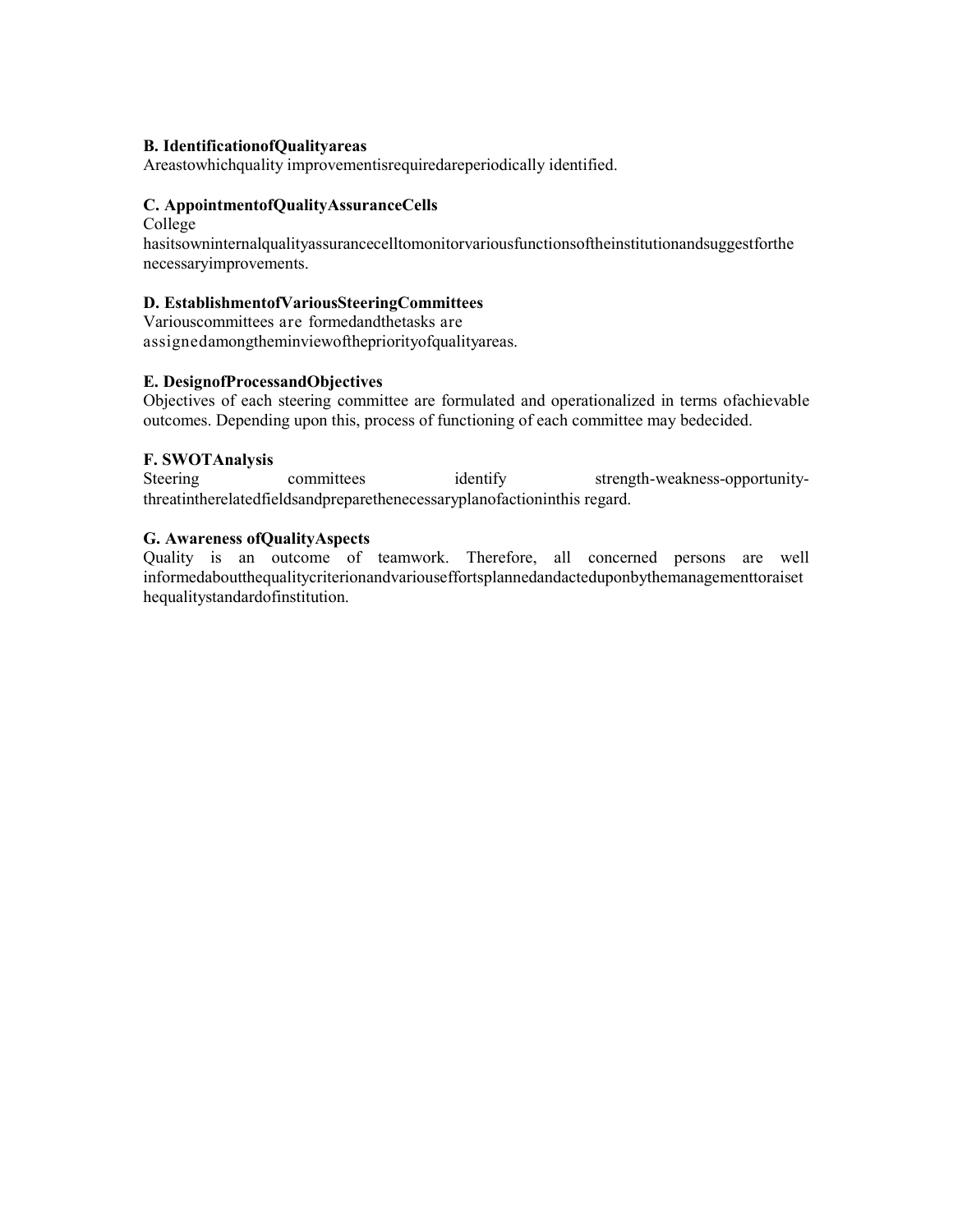**B. IdentificationofQualityareas**

Areastowhichquality improvementisrequiredareperiodically identified.

**C. AppointmentofQualityAssuranceCells**

College hasitsowninternalqualityassurancecelltomonitorvariousfunctionsoftheinstitutionandsuggestforthe necessaryimprovements.

**D. EstablishmentofVariousSteeringCommittees**

Variouscommittees are formedandthetasks are assignedamongtheminviewofthepriorityofqualityareas.

**E. DesignofProcessandObjectives**

Objectives of each steering committee are formulated and operationalized in terms ofachievable outcomes. Depending upon this, process of functioning of each committee may bedecided.

**F. SWOTAnalysis**

Steering committees identify strength-weakness-opportunity-threatintherelatedfieldsandpreparethenecessaryplanofactioninthis regard.

**G. Awareness ofQualityAspects**

Quality is an outcome of teamwork. Therefore, all concerned persons are well informedaboutthequalitycriterionandvariouseffortsplannedandacteduponbythemanagementtoraisethequalitystandardofinstitution.